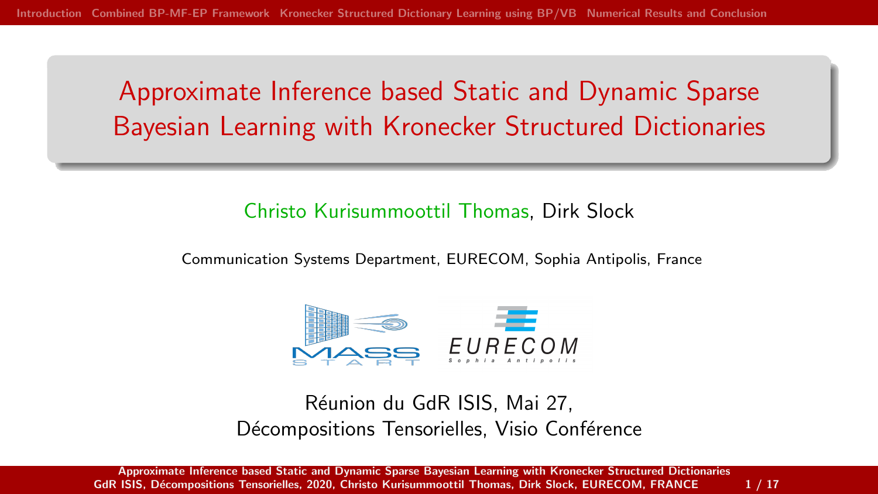# Approximate Inference based Static and Dynamic Sparse Bayesian Learning with Kronecker Structured Dictionaries

Christo Kurisummoottil Thomas, Dirk Slock

Communication Systems Department, EURECOM, Sophia Antipolis, France

Réunion du GdR ISIS, Mai 27,
Décompositions Tensorielles, Visio Conférence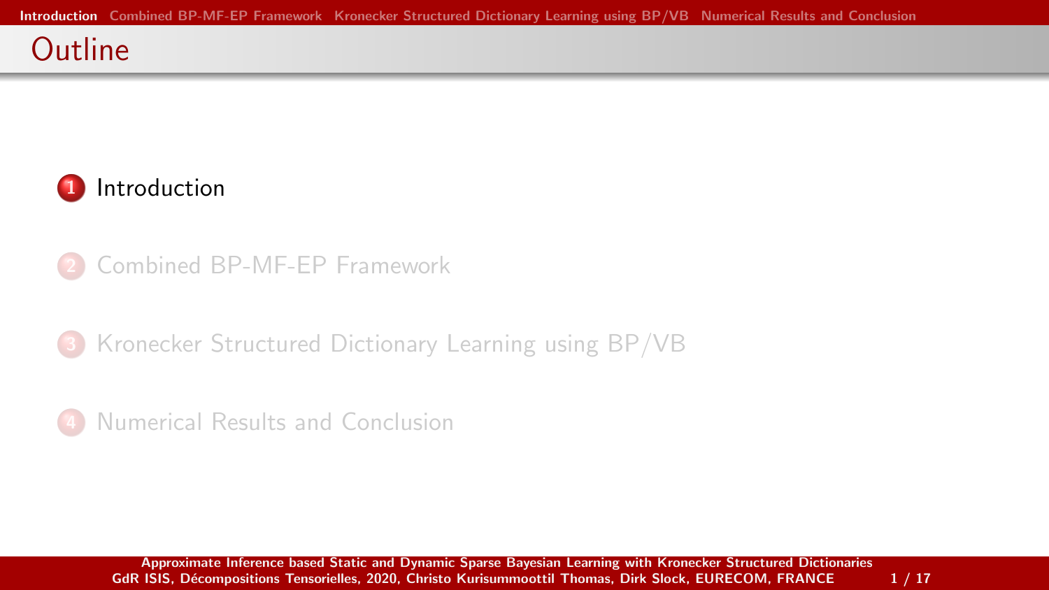# Outline

1. Introduction
2. Combined BP-MF-EP Framework
3. Kronecker Structured Dictionary Learning using BP/VB
4. Numerical Results and Conclusion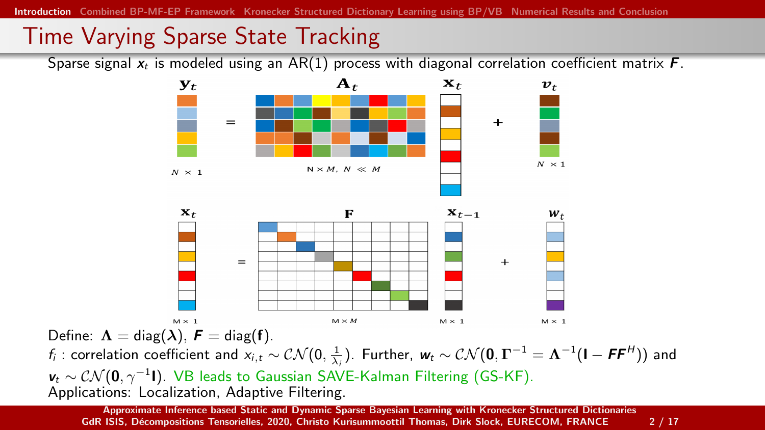# Time Varying Sparse State Tracking

Sparse signal $\mathbf{x}_t$ is modeled using an AR(1) process with diagonal correlation coefficient matrix $\mathbf{F}$.

$$\mathbf{y}_t = \mathbf{A}_t \mathbf{x}_t + \mathbf{v}_t$$

$N \times 1$, $N \times M,\ N \ll M$, $N \times 1$

$$\mathbf{x}_t = \mathbf{F} \mathbf{x}_{t-1} + \mathbf{w}_t$$

$M \times 1$, $M \times M$, $M \times 1$, $M \times 1$

Define: $\boldsymbol{\Lambda} = \text{diag}(\boldsymbol{\lambda})$, $\boldsymbol{F} = \text{diag}(\mathbf{f})$.

$f_i$ : correlation coefficient and $x_{i,t} \sim \mathcal{CN}(0, \frac{1}{\lambda_i})$. Further, $\boldsymbol{w}_t \sim \mathcal{CN}(\mathbf{0}, \boldsymbol{\Gamma}^{-1} = \boldsymbol{\Lambda}^{-1}(\mathbf{I} - \boldsymbol{F}\boldsymbol{F}^H))$ and $\boldsymbol{v}_t \sim \mathcal{CN}(\mathbf{0}, \gamma^{-1}\mathbf{I})$. VB leads to Gaussian SAVE-Kalman Filtering (GS-KF).

Applications: Localization, Adaptive Filtering.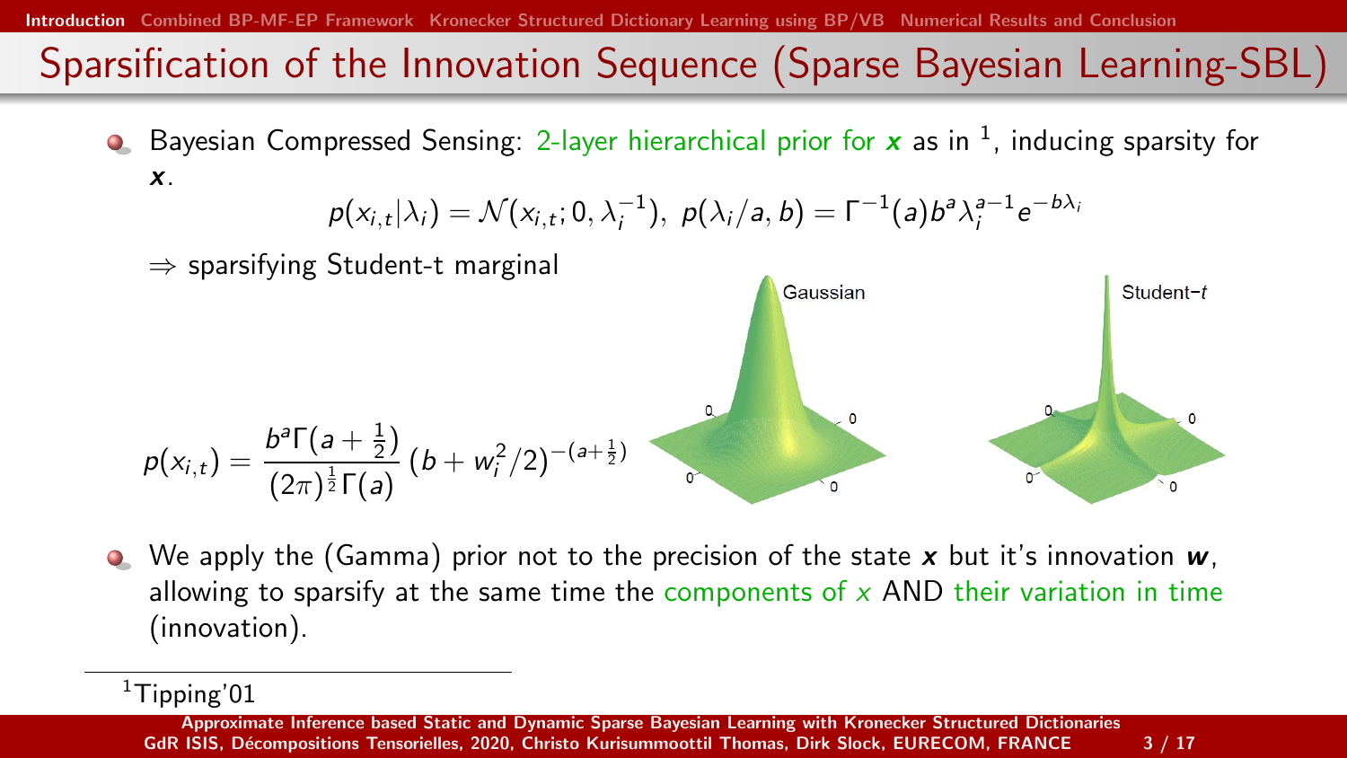# Sparsification of the Innovation Sequence (Sparse Bayesian Learning-SBL)

- Bayesian Compressed Sensing: 2-layer hierarchical prior for $\boldsymbol{x}$ as in [1], inducing sparsity for $\boldsymbol{x}$.

$$p(x_{i,t}|\lambda_i) = \mathcal{N}(x_{i,t}; 0, \lambda_i^{-1}),\ p(\lambda_i/a, b) = \Gamma^{-1}(a) b^a \lambda_i^{a-1} e^{-b\lambda_i}$$

$\Rightarrow$ sparsifying Student-t marginal

$$p(x_{i,t}) = \frac{b^a \Gamma(a + \frac{1}{2})}{(2\pi)^{\frac{1}{2}} \Gamma(a)} (b + w_i^2/2)^{-(a+\frac{1}{2})}$$

- We apply the (Gamma) prior not to the precision of the state $\boldsymbol{x}$ but it's innovation $\boldsymbol{w}$, allowing to sparsify at the same time the components of $x$ AND their variation in time (innovation).

[1] Tipping'01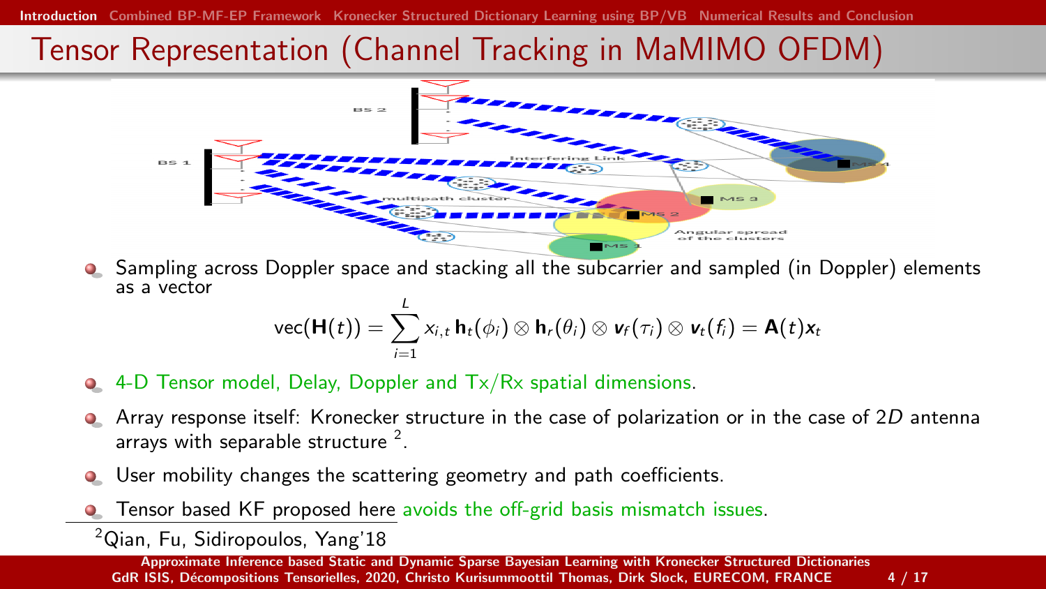# Tensor Representation (Channel Tracking in MaMIMO OFDM)

- Sampling across Doppler space and stacking all the subcarrier and sampled (in Doppler) elements as a vector

$$\text{vec}(\mathbf{H}(t)) = \sum_{i=1}^{L} x_{i,t}\, \mathbf{h}_t(\phi_i) \otimes \mathbf{h}_r(\theta_i) \otimes \boldsymbol{v}_f(\tau_i) \otimes \boldsymbol{v}_t(f_i) = \mathbf{A}(t)\boldsymbol{x}_t$$

- 4-D Tensor model, Delay, Doppler and Tx/Rx spatial dimensions.
- Array response itself: Kronecker structure in the case of polarization or in the case of $2D$ antenna arrays with separable structure [2].
- User mobility changes the scattering geometry and path coefficients.
- Tensor based KF proposed here avoids the off-grid basis mismatch issues.

[2] Qian, Fu, Sidiropoulos, Yang'18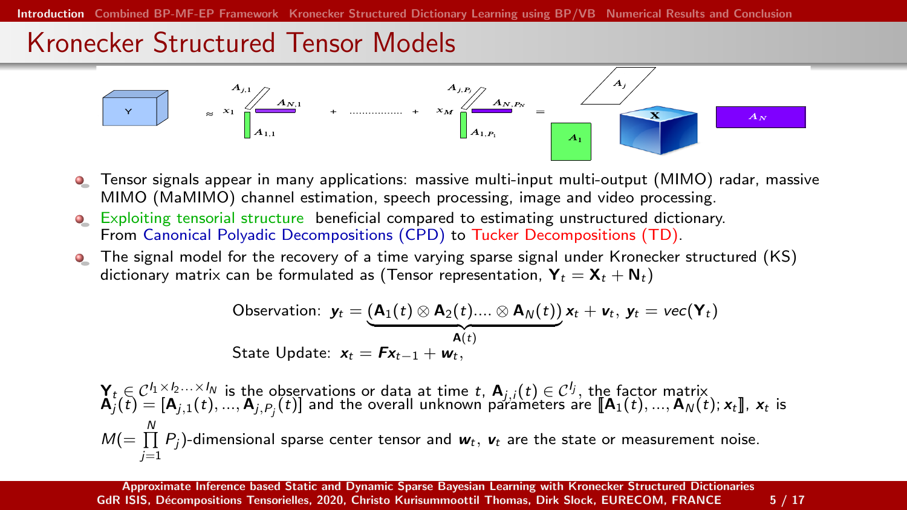# Kronecker Structured Tensor Models

- Tensor signals appear in many applications: massive multi-input multi-output (MIMO) radar, massive MIMO (MaMIMO) channel estimation, speech processing, image and video processing.
- Exploiting tensorial structure beneficial compared to estimating unstructured dictionary. From Canonical Polyadic Decompositions (CPD) to Tucker Decompositions (TD).
- The signal model for the recovery of a time varying sparse signal under Kronecker structured (KS) dictionary matrix can be formulated as (Tensor representation, $\mathbf{Y}_t = \mathbf{X}_t + \mathbf{N}_t$)

$$\text{Observation: } \boldsymbol{y}_t = \underbrace{(\mathbf{A}_1(t) \otimes \mathbf{A}_2(t) .... \otimes \mathbf{A}_N(t))}_{\mathbf{A}(t)} \boldsymbol{x}_t + \boldsymbol{v}_t,\ \boldsymbol{y}_t = vec(\mathbf{Y}_t)$$

$$\text{State Update: } \boldsymbol{x}_t = \boldsymbol{F}\boldsymbol{x}_{t-1} + \boldsymbol{w}_t,$$

$\mathbf{Y}_t \in \mathcal{C}^{I_1 \times I_2 \cdots \times I_N}$ is the observations or data at time $t$, $\mathbf{A}_{j,i}(t) \in \mathcal{C}^{I_j}$, the factor matrix $\mathbf{A}_j(t) = [\mathbf{A}_{j,1}(t), ..., \mathbf{A}_{j,P_j}(t)]$ and the overall unknown parameters are $[\![\mathbf{A}_1(t), ..., \mathbf{A}_N(t); \boldsymbol{x}_t]\!]$, $\boldsymbol{x}_t$ is $M (= \prod_{j=1}^{N} P_j)$-dimensional sparse center tensor and $\boldsymbol{w}_t$, $\boldsymbol{v}_t$ are the state or measurement noise.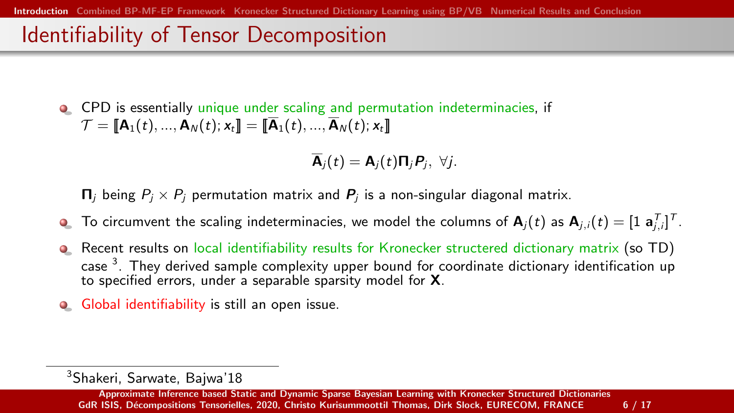# Identifiability of Tensor Decomposition

- CPD is essentially unique under scaling and permutation indeterminacies, if $\mathcal{T} = [\![\mathbf{A}_1(t), ..., \mathbf{A}_N(t); \boldsymbol{x}_t]\!] = [\![\overline{\mathbf{A}}_1(t), ..., \overline{\mathbf{A}}_N(t); \boldsymbol{x}_t]\!]$

$$\overline{\mathbf{A}}_j(t) = \mathbf{A}_j(t)\mathbf{\Pi}_j \boldsymbol{P}_j, \ \forall j.$$

  $\mathbf{\Pi}_j$ being $P_j \times P_j$ permutation matrix and $\boldsymbol{P}_j$ is a non-singular diagonal matrix.

- To circumvent the scaling indeterminacies, we model the columns of $\mathbf{A}_j(t)$ as $\mathbf{A}_{j,i}(t) = [1 \ \mathbf{a}_{j,i}^T]^T$.
- Recent results on local identifiability results for Kronecker structered dictionary matrix (so TD) case [3]. They derived sample complexity upper bound for coordinate dictionary identification up to specified errors, under a separable sparsity model for $\mathbf{X}$.
- Global identifiability is still an open issue.

[3] Shakeri, Sarwate, Bajwa'18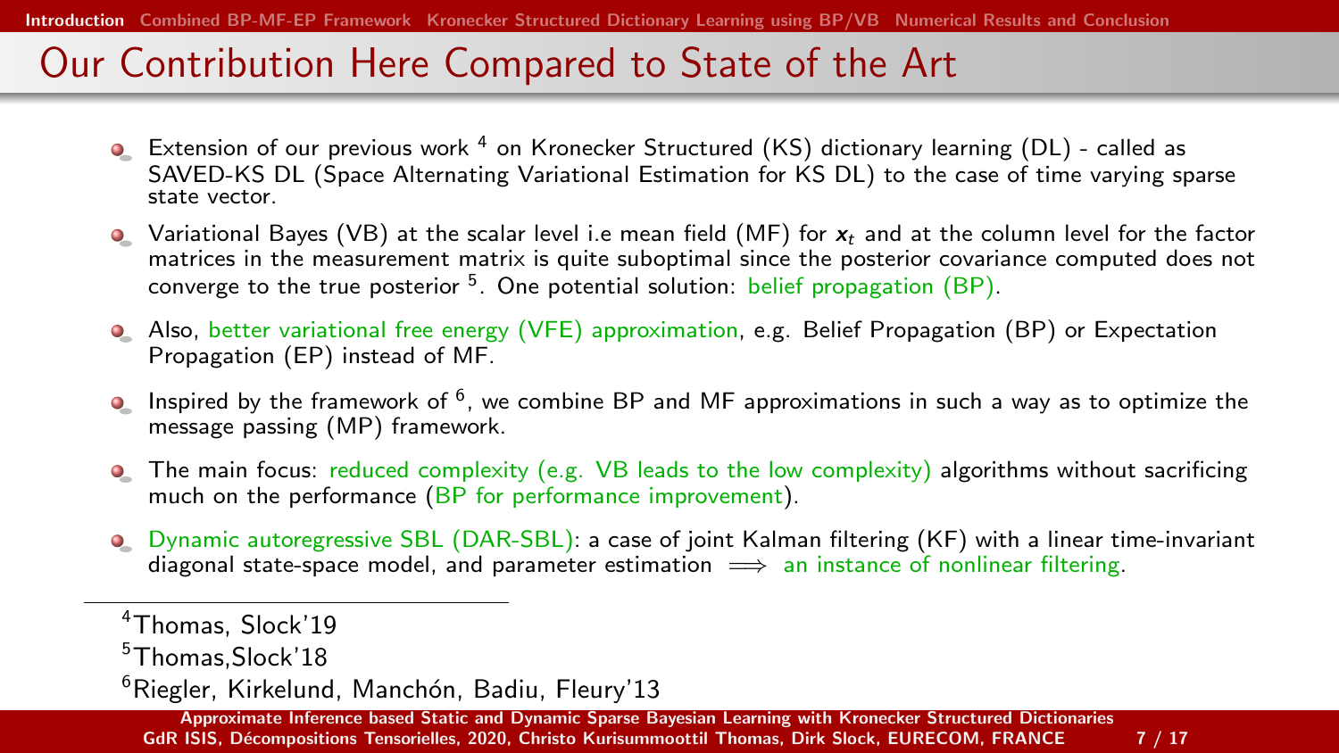# Our Contribution Here Compared to State of the Art

- Extension of our previous work [4] on Kronecker Structured (KS) dictionary learning (DL) - called as SAVED-KS DL (Space Alternating Variational Estimation for KS DL) to the case of time varying sparse state vector.
- Variational Bayes (VB) at the scalar level i.e mean field (MF) for $\boldsymbol{x}_t$ and at the column level for the factor matrices in the measurement matrix is quite suboptimal since the posterior covariance computed does not converge to the true posterior [5]. One potential solution: belief propagation (BP).
- Also, better variational free energy (VFE) approximation, e.g. Belief Propagation (BP) or Expectation Propagation (EP) instead of MF.
- Inspired by the framework of [6], we combine BP and MF approximations in such a way as to optimize the message passing (MP) framework.
- The main focus: reduced complexity (e.g. VB leads to the low complexity) algorithms without sacrificing much on the performance (BP for performance improvement).
- Dynamic autoregressive SBL (DAR-SBL): a case of joint Kalman filtering (KF) with a linear time-invariant diagonal state-space model, and parameter estimation $\implies$ an instance of nonlinear filtering.

---

[4] Thomas, Slock'19

[5] Thomas,Slock'18

[6] Riegler, Kirkelund, Manchón, Badiu, Fleury'13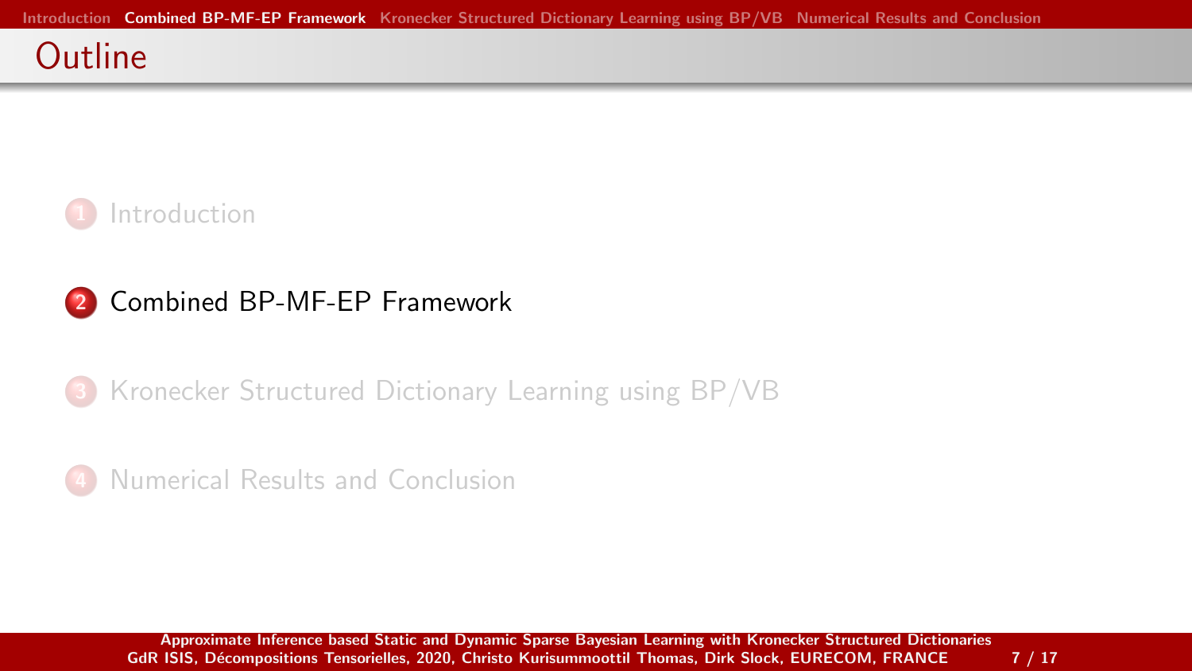# Outline

1. Introduction
2. Combined BP-MF-EP Framework
3. Kronecker Structured Dictionary Learning using BP/VB
4. Numerical Results and Conclusion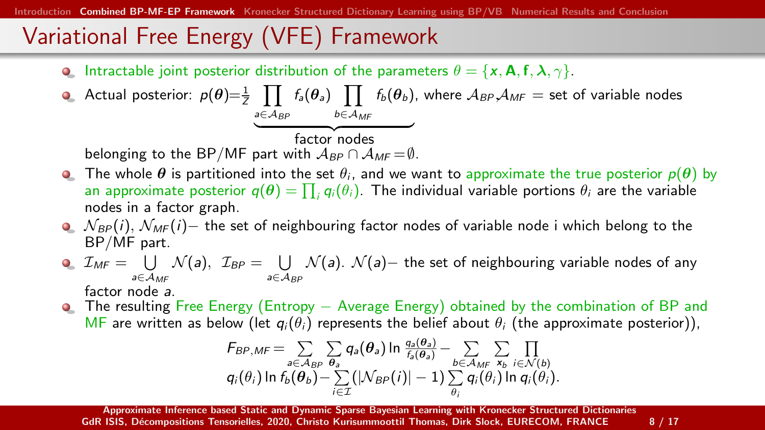# Variational Free Energy (VFE) Framework

- Intractable joint posterior distribution of the parameters $\theta = \{\boldsymbol{x}, \mathbf{A}, \mathbf{f}, \boldsymbol{\lambda}, \gamma\}$.
- Actual posterior: $p(\boldsymbol{\theta}) = \frac{1}{Z} \underbrace{\prod_{a \in \mathcal{A}_{BP}} f_a(\boldsymbol{\theta}_a) \prod_{b \in \mathcal{A}_{MF}} f_b(\boldsymbol{\theta}_b)}_{\text{factor nodes}}$, where $\mathcal{A}_{BP}, \mathcal{A}_{MF}$ = set of variable nodes belonging to the BP/MF part with $\mathcal{A}_{BP} \cap \mathcal{A}_{MF} = \emptyset$.
- The whole $\boldsymbol{\theta}$ is partitioned into the set $\theta_i$, and we want to approximate the true posterior $p(\boldsymbol{\theta})$ by an approximate posterior $q(\boldsymbol{\theta}) = \prod_i q_i(\theta_i)$. The individual variable portions $\theta_i$ are the variable nodes in a factor graph.
- $\mathcal{N}_{BP}(i), \mathcal{N}_{MF}(i)$ – the set of neighbouring factor nodes of variable node i which belong to the BP/MF part.
- $\mathcal{I}_{MF} = \bigcup_{a \in \mathcal{A}_{MF}} \mathcal{N}(a)$, $\mathcal{I}_{BP} = \bigcup_{a \in \mathcal{A}_{BP}} \mathcal{N}(a)$. $\mathcal{N}(a)$ – the set of neighbouring variable nodes of any factor node $a$.
- The resulting Free Energy (Entropy – Average Energy) obtained by the combination of BP and MF are written as below (let $q_i(\theta_i)$ represents the belief about $\theta_i$ (the approximate posterior)),

$$
F_{BP,MF} = \sum_{a \in \mathcal{A}_{BP}} \sum_{\boldsymbol{\theta}_a} q_a(\boldsymbol{\theta}_a) \ln \frac{q_a(\boldsymbol{\theta}_a)}{f_a(\boldsymbol{\theta}_a)} - \sum_{b \in \mathcal{A}_{MF}} \sum_{\boldsymbol{x}_b} \prod_{i \in \mathcal{N}(b)} q_i(\theta_i) \ln f_b(\boldsymbol{\theta}_b) - \sum_{i \in \mathcal{I}} (|\mathcal{N}_{BP}(i)| - 1) \sum_{\theta_i} q_i(\theta_i) \ln q_i(\theta_i).
$$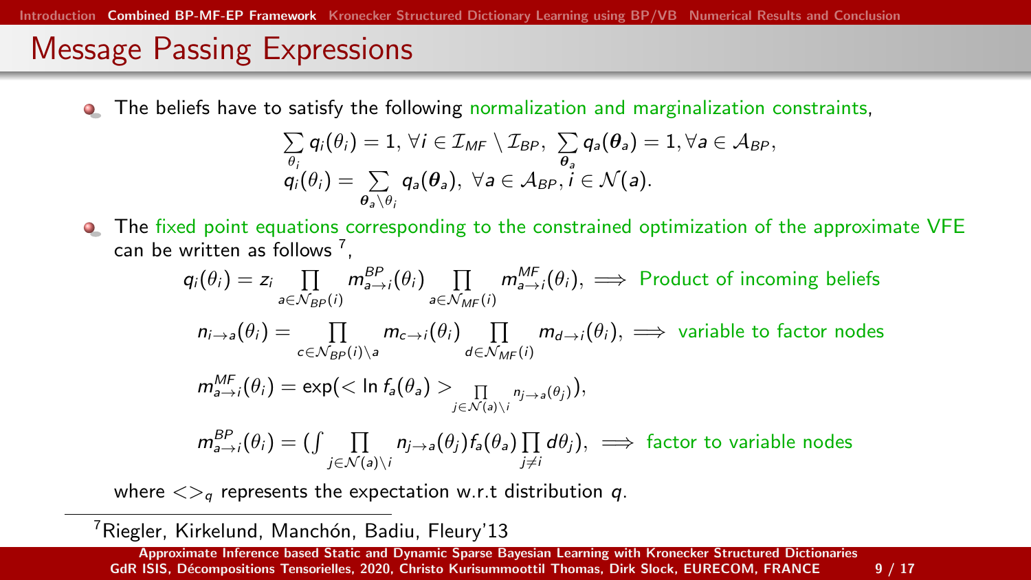# Message Passing Expressions

- The beliefs have to satisfy the following normalization and marginalization constraints,

$$\sum_{\theta_i} q_i(\theta_i) = 1,\ \forall i \in \mathcal{I}_{MF} \setminus \mathcal{I}_{BP},\ \sum_{\boldsymbol{\theta}_a} q_a(\boldsymbol{\theta}_a) = 1, \forall a \in \mathcal{A}_{BP},$$
$$q_i(\theta_i) = \sum_{\boldsymbol{\theta}_a \setminus \theta_i} q_a(\boldsymbol{\theta}_a),\ \forall a \in \mathcal{A}_{BP}, i \in \mathcal{N}(a).$$

- The fixed point equations corresponding to the constrained optimization of the approximate VFE can be written as follows [7],

$$q_i(\theta_i) = z_i \prod_{a \in \mathcal{N}_{BP}(i)} m_{a \to i}^{BP}(\theta_i) \prod_{a \in \mathcal{N}_{MF}(i)} m_{a \to i}^{MF}(\theta_i), \implies \text{Product of incoming beliefs}$$

$$n_{i \to a}(\theta_i) = \prod_{c \in \mathcal{N}_{BP}(i) \setminus a} m_{c \to i}(\theta_i) \prod_{d \in \mathcal{N}_{MF}(i)} m_{d \to i}(\theta_i), \implies \text{variable to factor nodes}$$

$$m_{a \to i}^{MF}(\theta_i) = \exp(< \ln f_a(\theta_a) >_{\prod\limits_{j \in \mathcal{N}(a) \setminus i} n_{j \to a}(\theta_j)}),$$

$$m_{a \to i}^{BP}(\theta_i) = (\int \prod_{j \in \mathcal{N}(a) \setminus i} n_{j \to a}(\theta_j) f_a(\theta_a) \prod_{j \neq i} d\theta_j), \implies \text{factor to variable nodes}$$

where $<>_q$ represents the expectation w.r.t distribution $q$.

[7] Riegler, Kirkelund, Manchón, Badiu, Fleury'13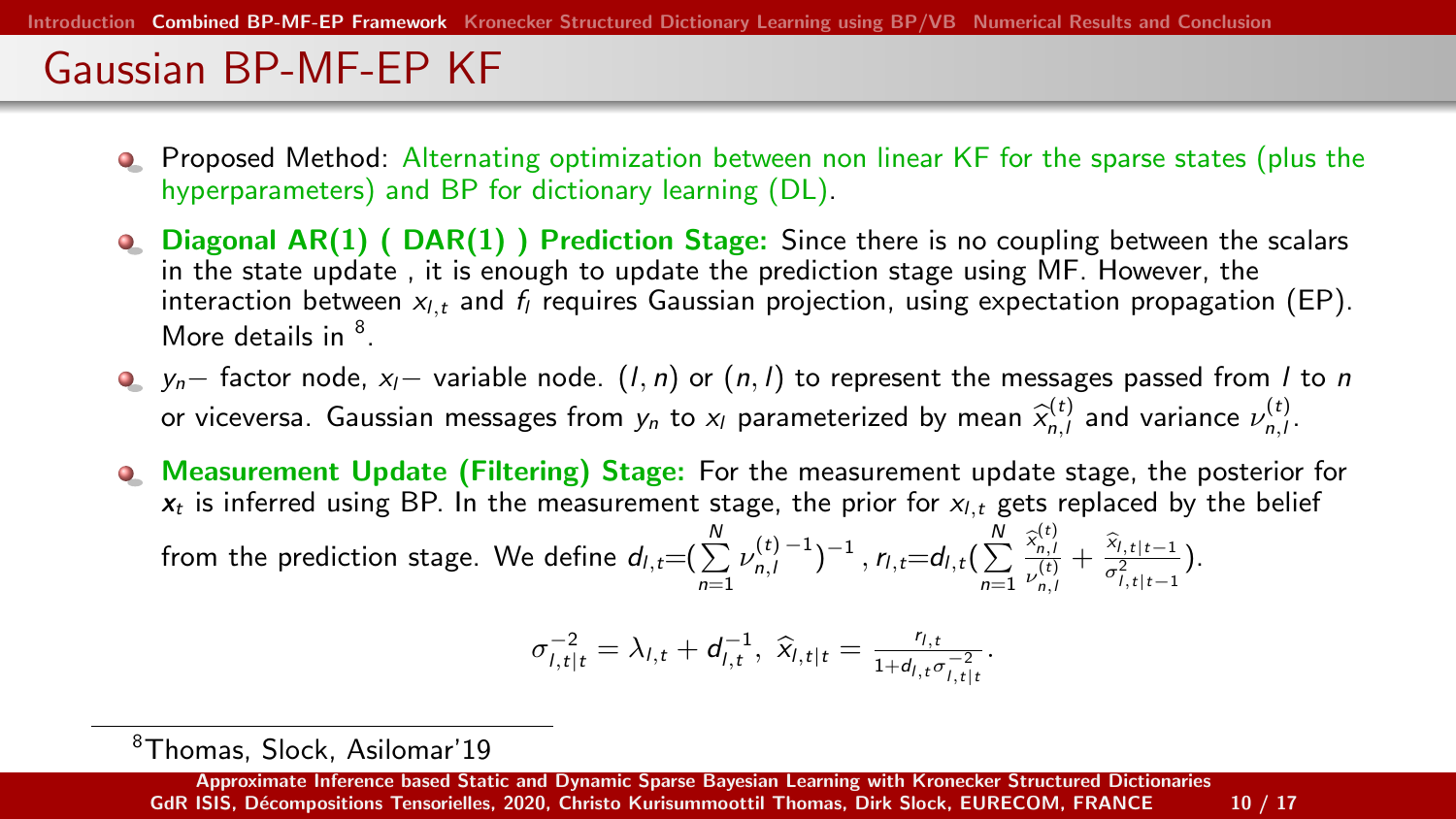# Gaussian BP-MF-EP KF

- Proposed Method: Alternating optimization between non linear KF for the sparse states (plus the hyperparameters) and BP for dictionary learning (DL).
- **Diagonal AR(1) ( DAR(1) ) Prediction Stage:** Since there is no coupling between the scalars in the state update , it is enough to update the prediction stage using MF. However, the interaction between $x_{l,t}$ and $f_l$ requires Gaussian projection, using expectation propagation (EP). More details in [8].
- $y_n-$ factor node, $x_l-$ variable node. $(l,n)$ or $(n,l)$ to represent the messages passed from $l$ to $n$ or viceversa. Gaussian messages from $y_n$ to $x_l$ parameterized by mean $\widehat{x}_{n,l}^{(t)}$ and variance $\nu_{n,l}^{(t)}$.
- **Measurement Update (Filtering) Stage:** For the measurement update stage, the posterior for $\boldsymbol{x}_t$ is inferred using BP. In the measurement stage, the prior for $x_{l,t}$ gets replaced by the belief from the prediction stage. We define $d_{l,t}=(\sum\limits_{n=1}^{N} \nu_{n,l}^{(t)\,-1})^{-1}$ , $r_{l,t}=d_{l,t}(\sum\limits_{n=1}^{N} \frac{\widehat{x}_{n,l}^{(t)}}{\nu_{n,l}^{(t)}} + \frac{\widehat{x}_{l,t|t-1}}{\sigma^2_{l,t|t-1}})$.

$$\sigma_{l,t|t}^{-2} = \lambda_{l,t} + d_{l,t}^{-1}, \ \widehat{x}_{l,t|t} = \frac{r_{l,t}}{1+d_{l,t}\sigma_{l,t|t}^{-2}}.$$

[8] Thomas, Slock, Asilomar'19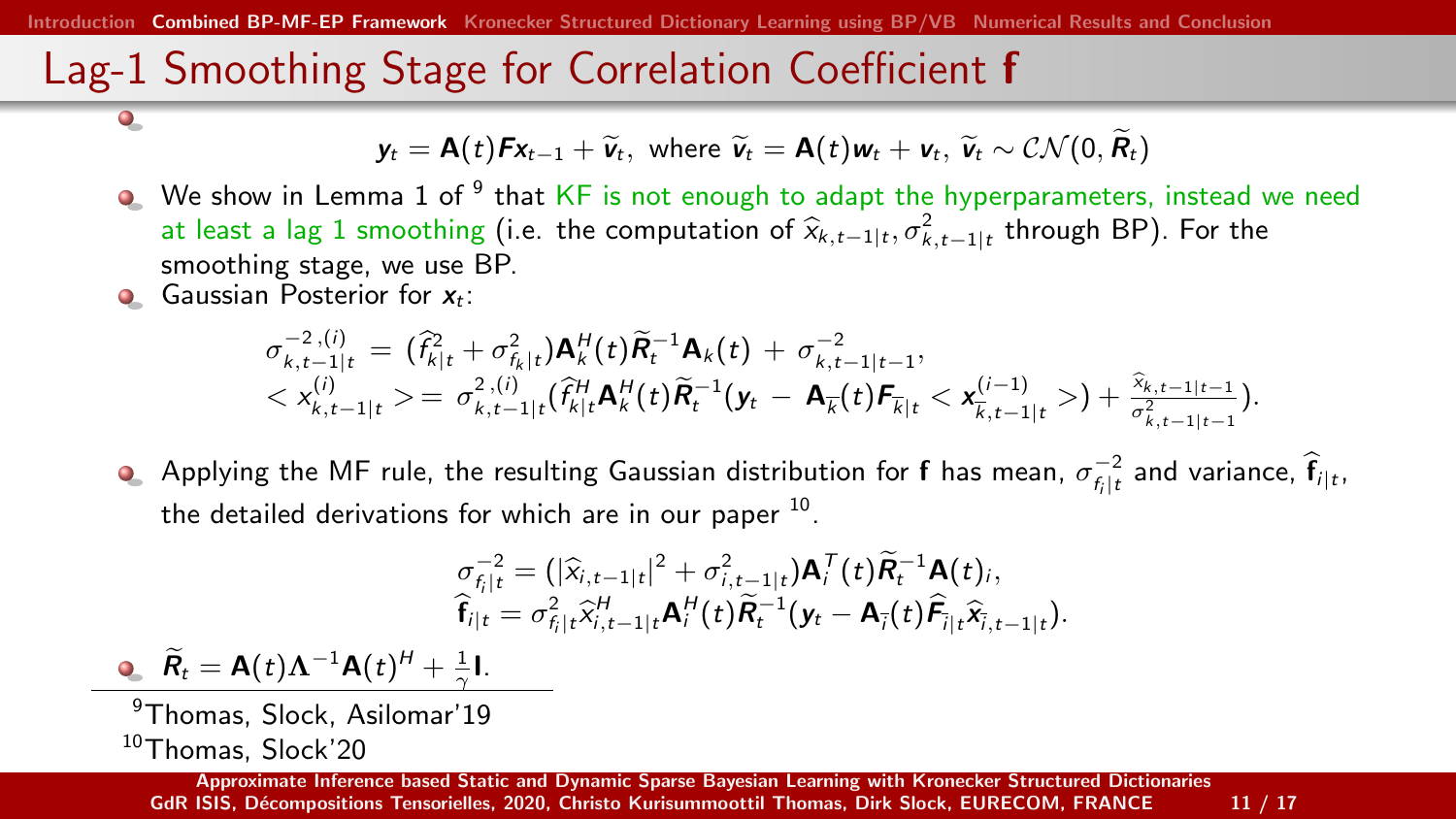# Lag-1 Smoothing Stage for Correlation Coefficient **f**

- $$\boldsymbol{y}_t = \mathbf{A}(t)\boldsymbol{F}\boldsymbol{x}_{t-1} + \widetilde{\boldsymbol{v}}_t, \text{ where } \widetilde{\boldsymbol{v}}_t = \mathbf{A}(t)\boldsymbol{w}_t + \boldsymbol{v}_t,\ \widetilde{\boldsymbol{v}}_t \sim \mathcal{CN}(0, \widetilde{\boldsymbol{R}}_t)$$
- We show in Lemma 1 of [9] that KF is not enough to adapt the hyperparameters, instead we need at least a lag 1 smoothing (i.e. the computation of $\widehat{x}_{k,t-1|t}, \sigma^2_{k,t-1|t}$ through BP). For the smoothing stage, we use BP.
- Gaussian Posterior for $\boldsymbol{x}_t$:

$$\sigma^{-2,(i)}_{k,t-1|t} = (\widehat{f}^2_{k|t} + \sigma^2_{f_k|t})\mathbf{A}^H_k(t)\widetilde{\boldsymbol{R}}^{-1}_t\mathbf{A}_k(t) + \sigma^{-2}_{k,t-1|t-1},$$
$$< x^{(i)}_{k,t-1|t} > = \sigma^{2,(i)}_{k,t-1|t}(\widehat{f}^H_{k|t}\mathbf{A}^H_k(t)\widetilde{\boldsymbol{R}}^{-1}_t(\boldsymbol{y}_t - \mathbf{A}_{\overline{k}}(t)\boldsymbol{F}_{\overline{k}|t} < \boldsymbol{x}^{(i-1)}_{\overline{k},t-1|t} >) + \frac{\widehat{x}_{k,t-1|t-1}}{\sigma^2_{k,t-1|t-1}}).$$

- Applying the MF rule, the resulting Gaussian distribution for **f** has mean, $\sigma^{-2}_{f_i|t}$ and variance, $\widehat{\mathbf{f}}_{i|t}$, the detailed derivations for which are in our paper [10].

$$\sigma^{-2}_{f_i|t} = (|\widehat{x}_{i,t-1|t}|^2 + \sigma^2_{i,t-1|t})\mathbf{A}^T_i(t)\widetilde{\boldsymbol{R}}^{-1}_t\mathbf{A}(t)_i,$$
$$\widehat{\mathbf{f}}_{i|t} = \sigma^2_{f_i|t}\widehat{x}^H_{i,t-1|t}\mathbf{A}^H_i(t)\widetilde{\boldsymbol{R}}^{-1}_t(\boldsymbol{y}_t - \mathbf{A}_{\overline{i}}(t)\widehat{\boldsymbol{F}}_{\overline{i}|t}\widehat{x}_{\overline{i},t-1|t}).$$

- $\widetilde{\boldsymbol{R}}_t = \mathbf{A}(t)\Lambda^{-1}\mathbf{A}(t)^H + \frac{1}{\gamma}\mathbf{I}$.

[9] Thomas, Slock, Asilomar'19

[10] Thomas, Slock'20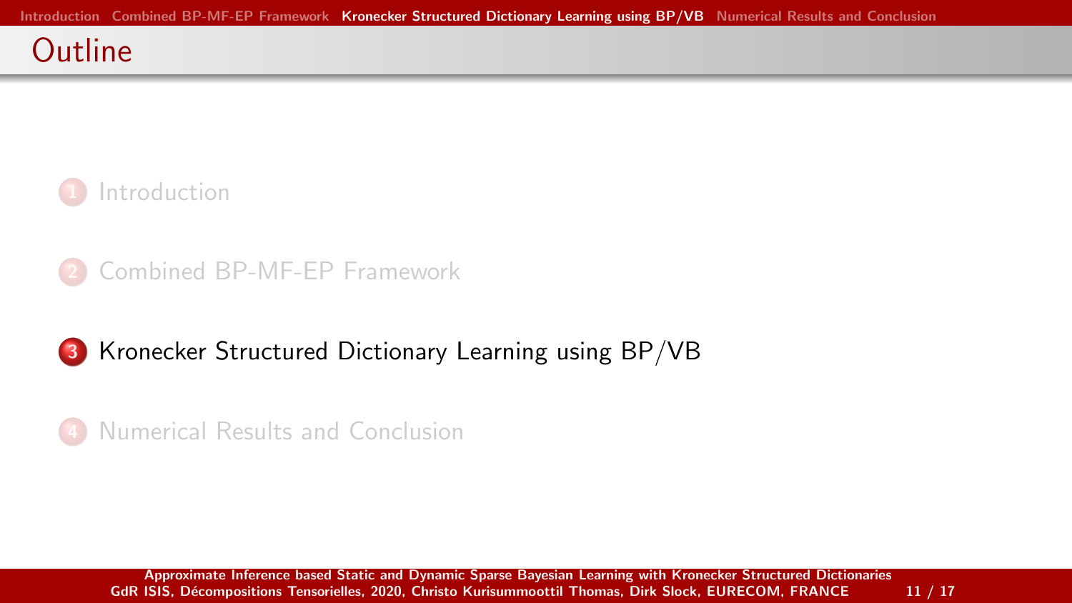# Outline

1. Introduction
2. Combined BP-MF-EP Framework
3. **Kronecker Structured Dictionary Learning using BP/VB**
4. Numerical Results and Conclusion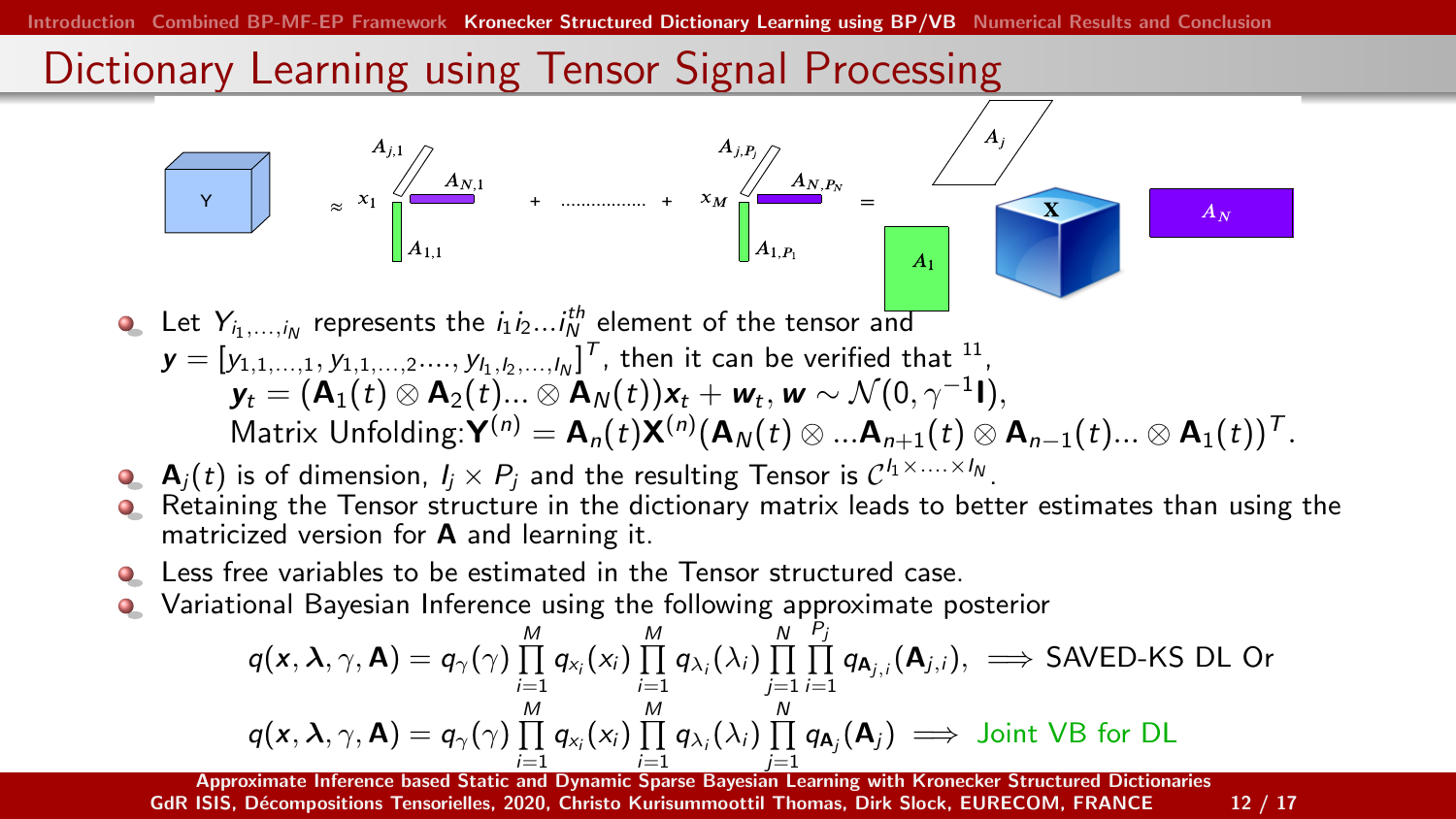# Dictionary Learning using Tensor Signal Processing

- Let $Y_{i_1,\ldots,i_N}$ represents the $i_1 i_2 \ldots i_N^{th}$ element of the tensor and $\boldsymbol{y} = [y_{1,1,\ldots,1}, y_{1,1,\ldots,2}, \ldots, y_{I_1,I_2,\ldots,I_N}]^T$, then it can be verified that [11],

  $$\boldsymbol{y}_t = (\mathbf{A}_1(t) \otimes \mathbf{A}_2(t) \ldots \otimes \mathbf{A}_N(t))\boldsymbol{x}_t + \boldsymbol{w}_t, \boldsymbol{w} \sim \mathcal{N}(0, \gamma^{-1}\mathbf{I}),$$

  $$\text{Matrix Unfolding:} \mathbf{Y}^{(n)} = \mathbf{A}_n(t)\mathbf{X}^{(n)}(\mathbf{A}_N(t) \otimes \ldots \mathbf{A}_{n+1}(t) \otimes \mathbf{A}_{n-1}(t) \ldots \otimes \mathbf{A}_1(t))^T.$$

- $\mathbf{A}_j(t)$ is of dimension, $I_j \times P_j$ and the resulting Tensor is $\mathcal{C}^{I_1 \times \ldots \times I_N}$.
- Retaining the Tensor structure in the dictionary matrix leads to better estimates than using the matricized version for $\mathbf{A}$ and learning it.
- Less free variables to be estimated in the Tensor structured case.
- Variational Bayesian Inference using the following approximate posterior

$$q(\boldsymbol{x}, \boldsymbol{\lambda}, \gamma, \mathbf{A}) = q_\gamma(\gamma) \prod_{i=1}^{M} q_{x_i}(x_i) \prod_{i=1}^{M} q_{\lambda_i}(\lambda_i) \prod_{j=1}^{N} \prod_{i=1}^{P_j} q_{\mathbf{A}_{j,i}}(\mathbf{A}_{j,i}), \implies \text{SAVED-KS DL Or}$$

$$q(\boldsymbol{x}, \boldsymbol{\lambda}, \gamma, \mathbf{A}) = q_\gamma(\gamma) \prod_{i=1}^{M} q_{x_i}(x_i) \prod_{i=1}^{M} q_{\lambda_i}(\lambda_i) \prod_{j=1}^{N} q_{\mathbf{A}_j}(\mathbf{A}_j) \implies \text{Joint VB for DL}$$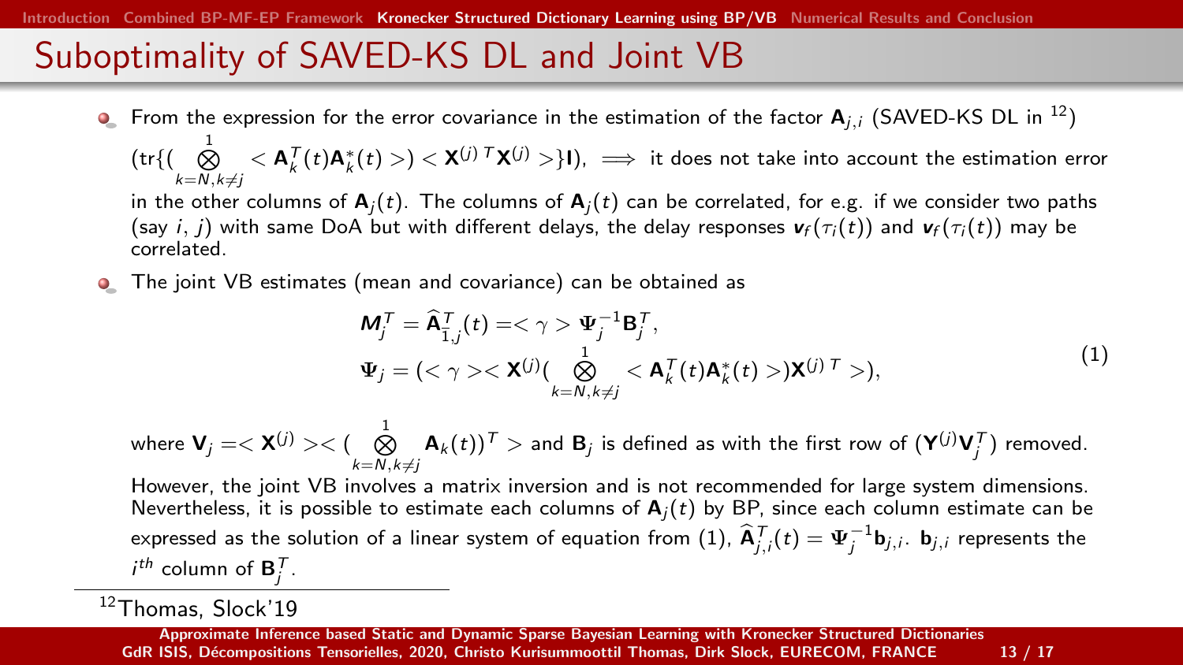# Suboptimality of SAVED-KS DL and Joint VB

- From the expression for the error covariance in the estimation of the factor $\mathbf{A}_{j,i}$ (SAVED-KS DL in [12]) $(\text{tr}\{(\bigotimes_{k=N,k\neq j}^{1} <\mathbf{A}_k^T(t)\mathbf{A}_k^*(t)>) <\mathbf{X}^{(j)\,T}\mathbf{X}^{(j)}>\}\mathbf{I})$, $\Longrightarrow$ it does not take into account the estimation error in the other columns of $\mathbf{A}_j(t)$. The columns of $\mathbf{A}_j(t)$ can be correlated, for e.g. if we consider two paths (say $i$, $j$) with same DoA but with different delays, the delay responses $\boldsymbol{v}_f(\tau_i(t))$ and $\boldsymbol{v}_f(\tau_i(t))$ may be correlated.
- The joint VB estimates (mean and covariance) can be obtained as

$$
\begin{aligned}
\boldsymbol{M}_j^T &= \widehat{\mathbf{A}}_{1,j}^T(t) = <\gamma> \boldsymbol{\Psi}_j^{-1}\mathbf{B}_j^T, \\
\boldsymbol{\Psi}_j &= (<\gamma><\mathbf{X}^{(j)}(\bigotimes_{k=N,k\neq j}^{1} <\mathbf{A}_k^T(t)\mathbf{A}_k^*(t)>)\mathbf{X}^{(j)\,T}>),
\end{aligned}
\tag{1}
$$

where $\mathbf{V}_j = <\mathbf{X}^{(j)}><(\bigotimes_{k=N,k\neq j}^{1} \mathbf{A}_k(t))^T>$ and $\mathbf{B}_j$ is defined as with the first row of $(\mathbf{Y}^{(j)}\mathbf{V}_j^T)$ removed.
However, the joint VB involves a matrix inversion and is not recommended for large system dimensions. Nevertheless, it is possible to estimate each columns of $\mathbf{A}_j(t)$ by BP, since each column estimate can be expressed as the solution of a linear system of equation from (1), $\widehat{\mathbf{A}}_{j,i}^T(t) = \boldsymbol{\Psi}_j^{-1}\mathbf{b}_{j,i}$. $\mathbf{b}_{j,i}$ represents the $i^{th}$ column of $\mathbf{B}_j^T$.

[12] Thomas, Slock'19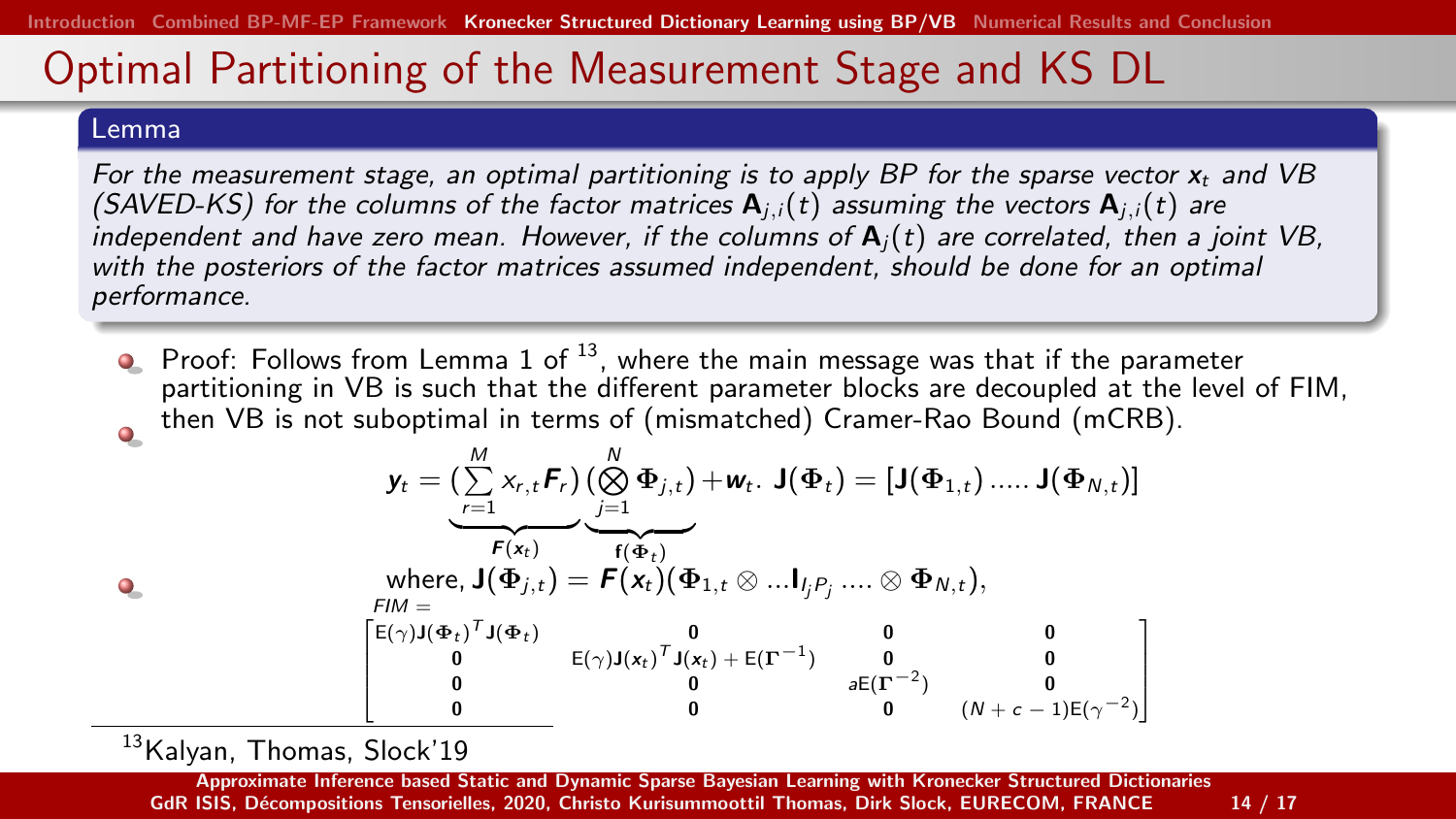# Optimal Partitioning of the Measurement Stage and KS DL

**Lemma**

*For the measurement stage, an optimal partitioning is to apply BP for the sparse vector $\mathbf{x}_t$ and VB (SAVED-KS) for the columns of the factor matrices $\mathbf{A}_{j,i}(t)$ assuming the vectors $\mathbf{A}_{j,i}(t)$ are independent and have zero mean. However, if the columns of $\mathbf{A}_j(t)$ are correlated, then a joint VB, with the posteriors of the factor matrices assumed independent, should be done for an optimal performance.*

- Proof: Follows from Lemma 1 of [13], where the main message was that if the parameter partitioning in VB is such that the different parameter blocks are decoupled at the level of FIM, then VB is not suboptimal in terms of (mismatched) Cramer-Rao Bound (mCRB).
- $$\mathbf{y}_t = \underbrace{(\sum_{r=1}^{M} x_{r,t}\mathbf{F}_r)}_{\mathbf{F}(\mathbf{x}_t)}\underbrace{(\bigotimes_{j=1}^{N}\mathbf{\Phi}_{j,t})}_{\mathbf{f}(\mathbf{\Phi}_t)} + \mathbf{w}_t. \quad \mathbf{J}(\mathbf{\Phi}_t) = [\mathbf{J}(\mathbf{\Phi}_{1,t}) \,.....\, \mathbf{J}(\mathbf{\Phi}_{N,t})]$$
- where, $\mathbf{J}(\mathbf{\Phi}_{j,t}) = \mathbf{F}(\mathbf{x}_t)(\mathbf{\Phi}_{1,t} \otimes ...\mathbf{I}_{I_j P_j} .... \otimes \mathbf{\Phi}_{N,t})$,

$$FIM = \begin{bmatrix} \mathrm{E}(\gamma)\mathbf{J}(\mathbf{\Phi}_t)^T\mathbf{J}(\mathbf{\Phi}_t) & \mathbf{0} & \mathbf{0} & \mathbf{0} \\ \mathbf{0} & \mathrm{E}(\gamma)\mathbf{J}(\mathbf{x}_t)^T\mathbf{J}(\mathbf{x}_t) + \mathrm{E}(\mathbf{\Gamma}^{-1}) & \mathbf{0} & \mathbf{0} \\ \mathbf{0} & \mathbf{0} & a\mathrm{E}(\mathbf{\Gamma}^{-2}) & \mathbf{0} \\ \mathbf{0} & \mathbf{0} & \mathbf{0} & (N+c-1)\mathrm{E}(\gamma^{-2}) \end{bmatrix}$$

[13] Kalyan, Thomas, Slock'19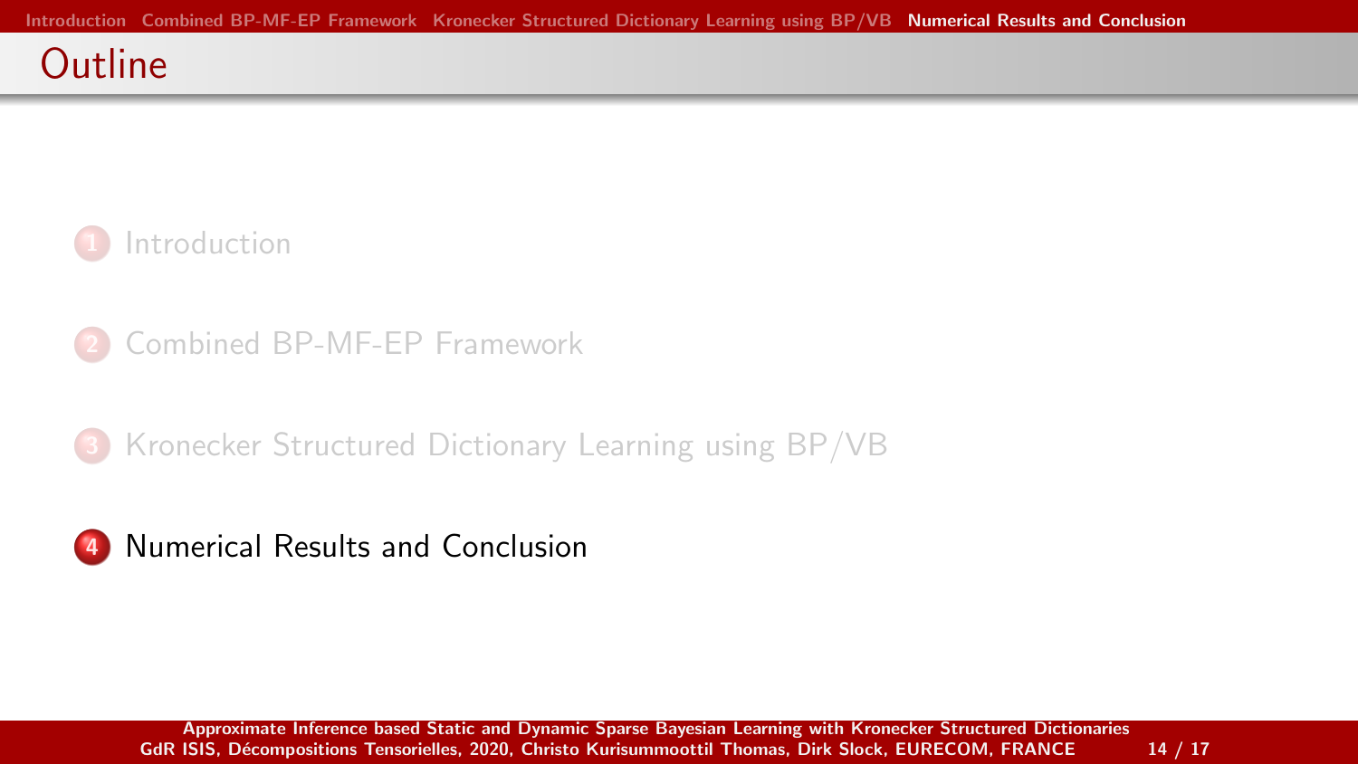# Outline

1. Introduction
2. Combined BP-MF-EP Framework
3. Kronecker Structured Dictionary Learning using BP/VB
4. Numerical Results and Conclusion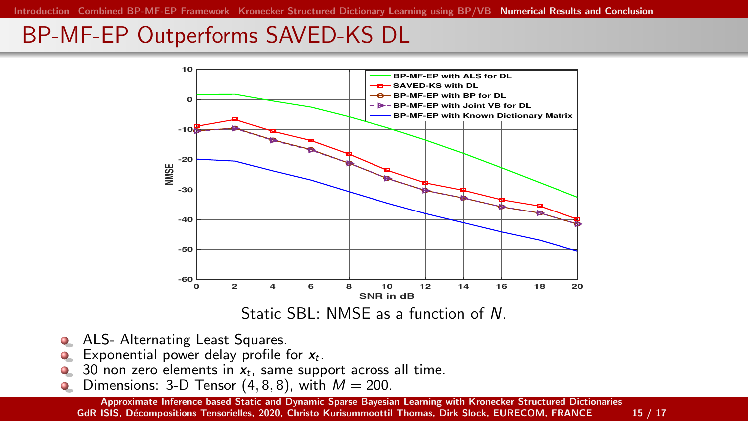# BP-MF-EP Outperforms SAVED-KS DL

Static SBL: NMSE as a function of $N$.

- ALS- Alternating Least Squares.
- Exponential power delay profile for $\boldsymbol{x}_t$.
- 30 non zero elements in $\boldsymbol{x}_t$, same support across all time.
- Dimensions: 3-D Tensor $(4, 8, 8)$, with $M = 200$.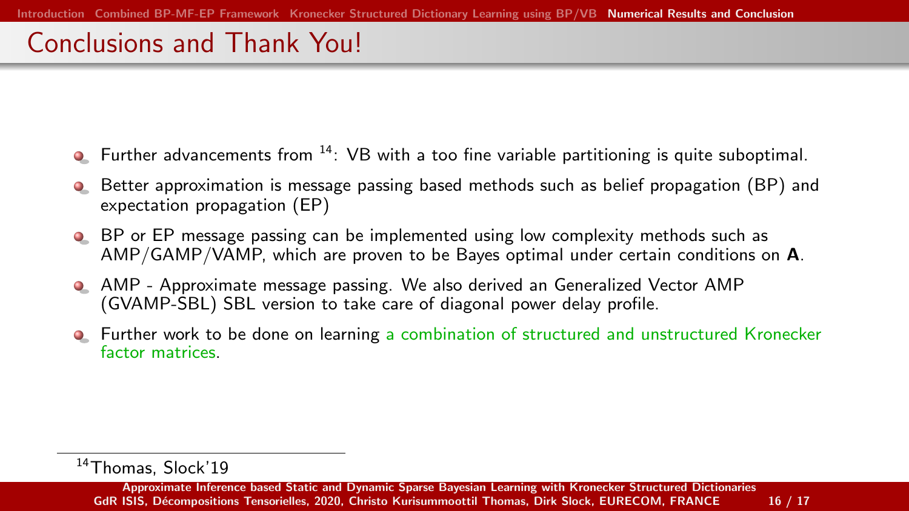# Conclusions and Thank You!

- Further advancements from [14]: VB with a too fine variable partitioning is quite suboptimal.
- Better approximation is message passing based methods such as belief propagation (BP) and expectation propagation (EP)
- BP or EP message passing can be implemented using low complexity methods such as AMP/GAMP/VAMP, which are proven to be Bayes optimal under certain conditions on $\mathbf{A}$.
- AMP - Approximate message passing. We also derived an Generalized Vector AMP (GVAMP-SBL) SBL version to take care of diagonal power delay profile.
- Further work to be done on learning a combination of structured and unstructured Kronecker factor matrices.

[14] Thomas, Slock'19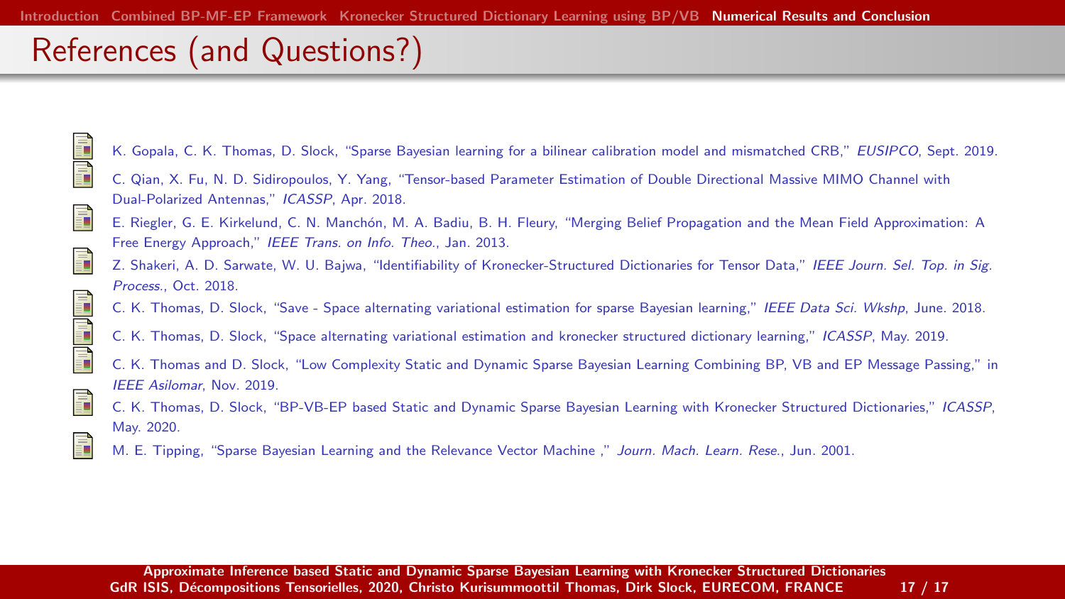# References (and Questions?)

- K. Gopala, C. K. Thomas, D. Slock, "Sparse Bayesian learning for a bilinear calibration model and mismatched CRB," *EUSIPCO*, Sept. 2019.
- C. Qian, X. Fu, N. D. Sidiropoulos, Y. Yang, "Tensor-based Parameter Estimation of Double Directional Massive MIMO Channel with Dual-Polarized Antennas," *ICASSP*, Apr. 2018.
- E. Riegler, G. E. Kirkelund, C. N. Manchón, M. A. Badiu, B. H. Fleury, "Merging Belief Propagation and the Mean Field Approximation: A Free Energy Approach," *IEEE Trans. on Info. Theo.*, Jan. 2013.
- Z. Shakeri, A. D. Sarwate, W. U. Bajwa, "Identifiability of Kronecker-Structured Dictionaries for Tensor Data," *IEEE Journ. Sel. Top. in Sig. Process.*, Oct. 2018.
- C. K. Thomas, D. Slock, "Save - Space alternating variational estimation for sparse Bayesian learning," *IEEE Data Sci. Wkshp*, June. 2018.
- C. K. Thomas, D. Slock, "Space alternating variational estimation and kronecker structured dictionary learning," *ICASSP*, May. 2019.
- C. K. Thomas and D. Slock, "Low Complexity Static and Dynamic Sparse Bayesian Learning Combining BP, VB and EP Message Passing," in *IEEE Asilomar*, Nov. 2019.
- C. K. Thomas, D. Slock, "BP-VB-EP based Static and Dynamic Sparse Bayesian Learning with Kronecker Structured Dictionaries," *ICASSP*, May. 2020.
- M. E. Tipping, "Sparse Bayesian Learning and the Relevance Vector Machine ," *Journ. Mach. Learn. Rese.*, Jun. 2001.